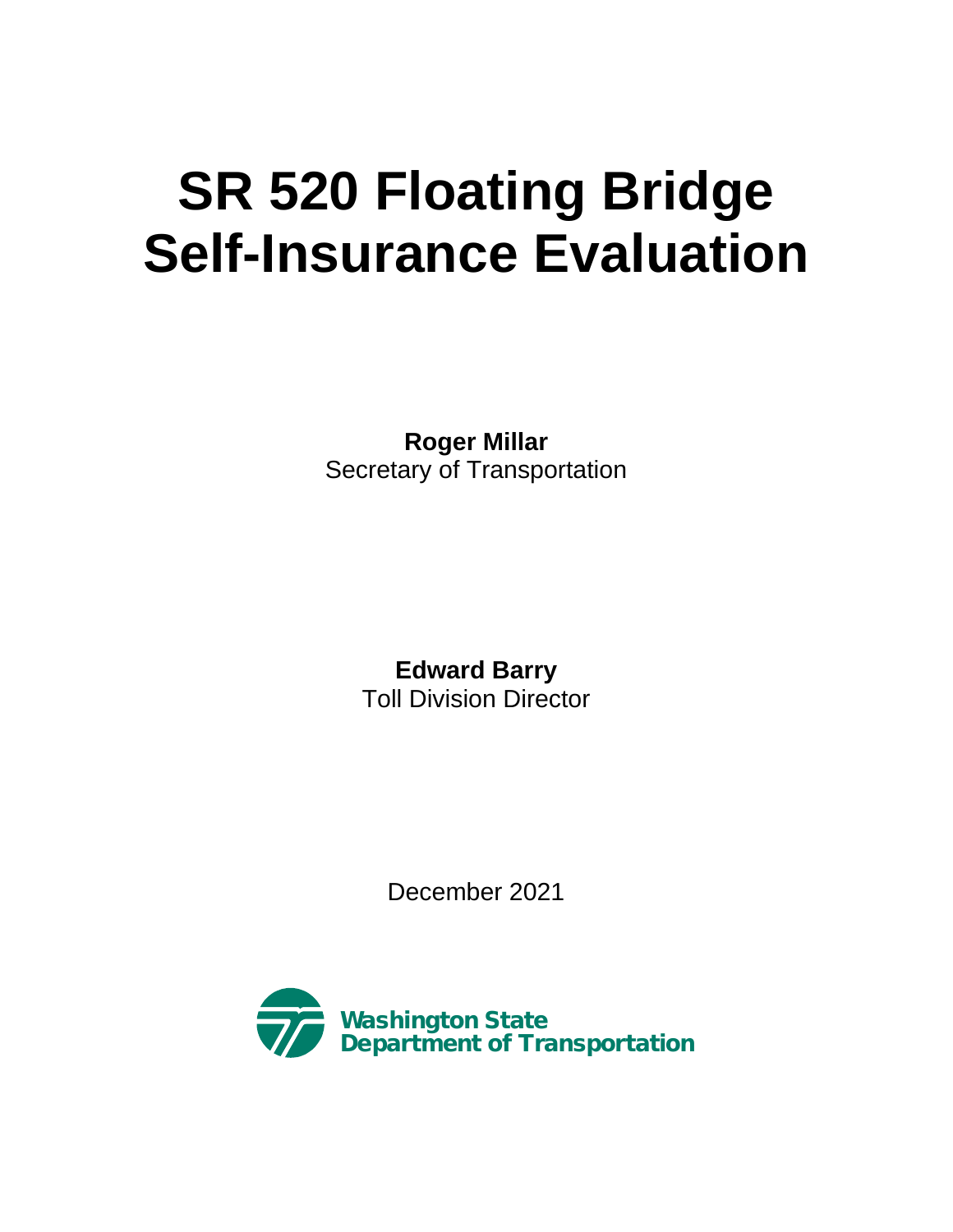# SR 520 Floating Bridge Self-Insurance Evaluation

**Roger Millar**
Secretary of Transportation

**Edward Barry**
Toll Division Director

December 2021

Washington State
Department of Transportation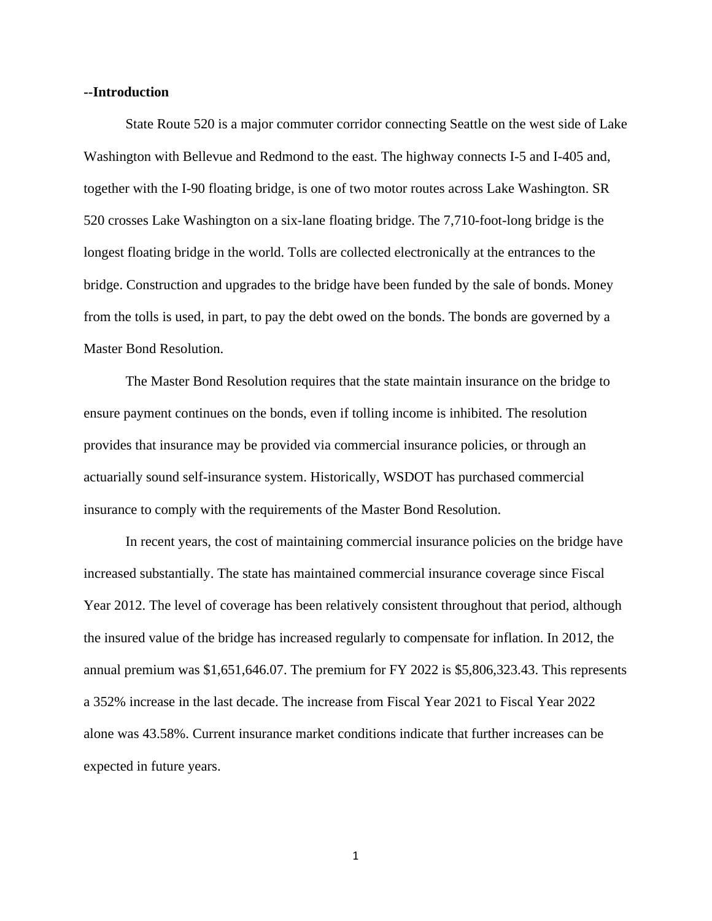## --Introduction

State Route 520 is a major commuter corridor connecting Seattle on the west side of Lake Washington with Bellevue and Redmond to the east. The highway connects I-5 and I-405 and, together with the I-90 floating bridge, is one of two motor routes across Lake Washington. SR 520 crosses Lake Washington on a six-lane floating bridge. The 7,710-foot-long bridge is the longest floating bridge in the world. Tolls are collected electronically at the entrances to the bridge. Construction and upgrades to the bridge have been funded by the sale of bonds. Money from the tolls is used, in part, to pay the debt owed on the bonds. The bonds are governed by a Master Bond Resolution.

The Master Bond Resolution requires that the state maintain insurance on the bridge to ensure payment continues on the bonds, even if tolling income is inhibited. The resolution provides that insurance may be provided via commercial insurance policies, or through an actuarially sound self-insurance system. Historically, WSDOT has purchased commercial insurance to comply with the requirements of the Master Bond Resolution.

In recent years, the cost of maintaining commercial insurance policies on the bridge have increased substantially. The state has maintained commercial insurance coverage since Fiscal Year 2012. The level of coverage has been relatively consistent throughout that period, although the insured value of the bridge has increased regularly to compensate for inflation. In 2012, the annual premium was $1,651,646.07. The premium for FY 2022 is $5,806,323.43. This represents a 352% increase in the last decade. The increase from Fiscal Year 2021 to Fiscal Year 2022 alone was 43.58%. Current insurance market conditions indicate that further increases can be expected in future years.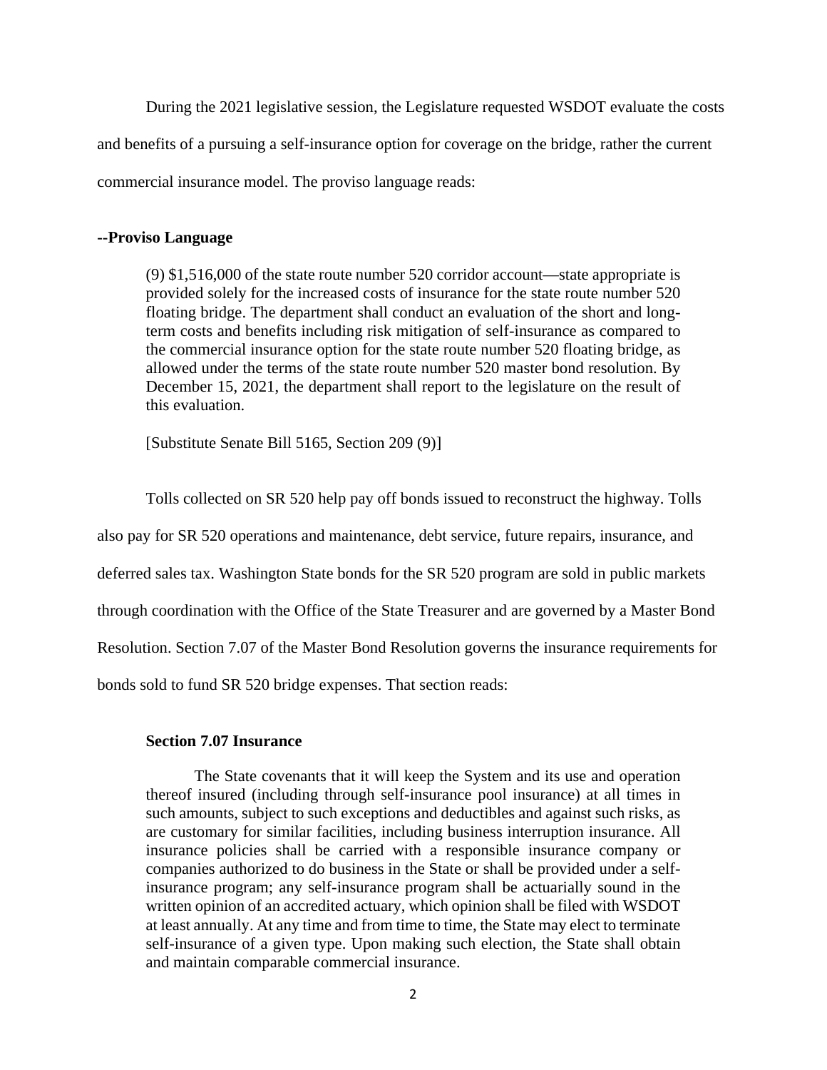During the 2021 legislative session, the Legislature requested WSDOT evaluate the costs and benefits of a pursuing a self-insurance option for coverage on the bridge, rather the current commercial insurance model. The proviso language reads:

**--Proviso Language**

> (9) $1,516,000 of the state route number 520 corridor account—state appropriate is provided solely for the increased costs of insurance for the state route number 520 floating bridge. The department shall conduct an evaluation of the short and long-term costs and benefits including risk mitigation of self-insurance as compared to the commercial insurance option for the state route number 520 floating bridge, as allowed under the terms of the state route number 520 master bond resolution. By December 15, 2021, the department shall report to the legislature on the result of this evaluation.
>
> [Substitute Senate Bill 5165, Section 209 (9)]

Tolls collected on SR 520 help pay off bonds issued to reconstruct the highway. Tolls also pay for SR 520 operations and maintenance, debt service, future repairs, insurance, and deferred sales tax. Washington State bonds for the SR 520 program are sold in public markets through coordination with the Office of the State Treasurer and are governed by a Master Bond Resolution. Section 7.07 of the Master Bond Resolution governs the insurance requirements for bonds sold to fund SR 520 bridge expenses. That section reads:

> **Section 7.07 Insurance**
>
> The State covenants that it will keep the System and its use and operation thereof insured (including through self-insurance pool insurance) at all times in such amounts, subject to such exceptions and deductibles and against such risks, as are customary for similar facilities, including business interruption insurance. All insurance policies shall be carried with a responsible insurance company or companies authorized to do business in the State or shall be provided under a self-insurance program; any self-insurance program shall be actuarially sound in the written opinion of an accredited actuary, which opinion shall be filed with WSDOT at least annually. At any time and from time to time, the State may elect to terminate self-insurance of a given type. Upon making such election, the State shall obtain and maintain comparable commercial insurance.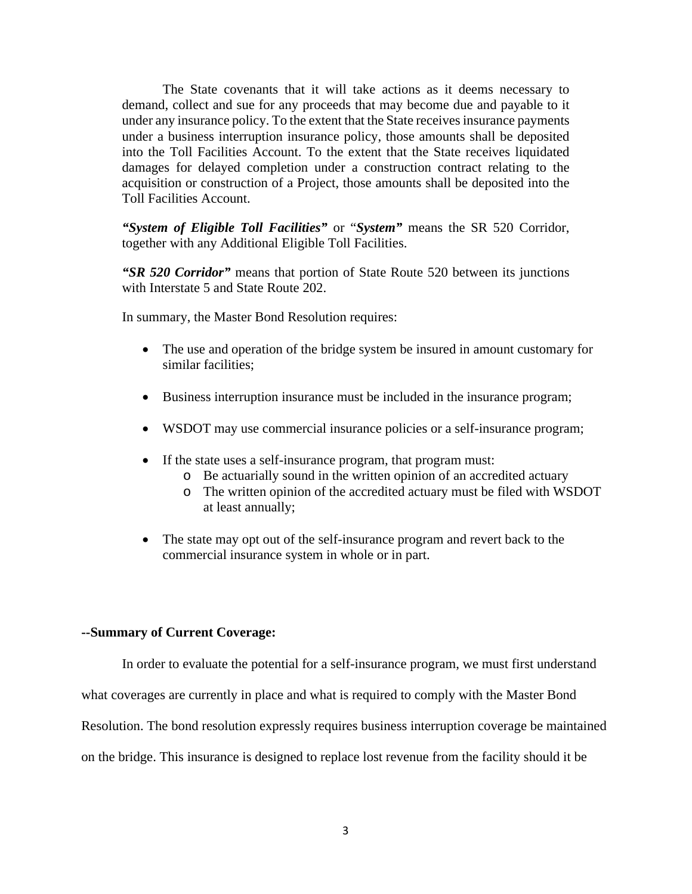The State covenants that it will take actions as it deems necessary to demand, collect and sue for any proceeds that may become due and payable to it under any insurance policy. To the extent that the State receives insurance payments under a business interruption insurance policy, those amounts shall be deposited into the Toll Facilities Account. To the extent that the State receives liquidated damages for delayed completion under a construction contract relating to the acquisition or construction of a Project, those amounts shall be deposited into the Toll Facilities Account.

***"System of Eligible Toll Facilities"*** or "***System"*** means the SR 520 Corridor, together with any Additional Eligible Toll Facilities.

***"SR 520 Corridor"*** means that portion of State Route 520 between its junctions with Interstate 5 and State Route 202.

In summary, the Master Bond Resolution requires:

- The use and operation of the bridge system be insured in amount customary for similar facilities;
- Business interruption insurance must be included in the insurance program;
- WSDOT may use commercial insurance policies or a self-insurance program;
- If the state uses a self-insurance program, that program must:
    - Be actuarially sound in the written opinion of an accredited actuary
    - The written opinion of the accredited actuary must be filed with WSDOT at least annually;
- The state may opt out of the self-insurance program and revert back to the commercial insurance system in whole or in part.

**--Summary of Current Coverage:**

In order to evaluate the potential for a self-insurance program, we must first understand what coverages are currently in place and what is required to comply with the Master Bond Resolution. The bond resolution expressly requires business interruption coverage be maintained on the bridge. This insurance is designed to replace lost revenue from the facility should it be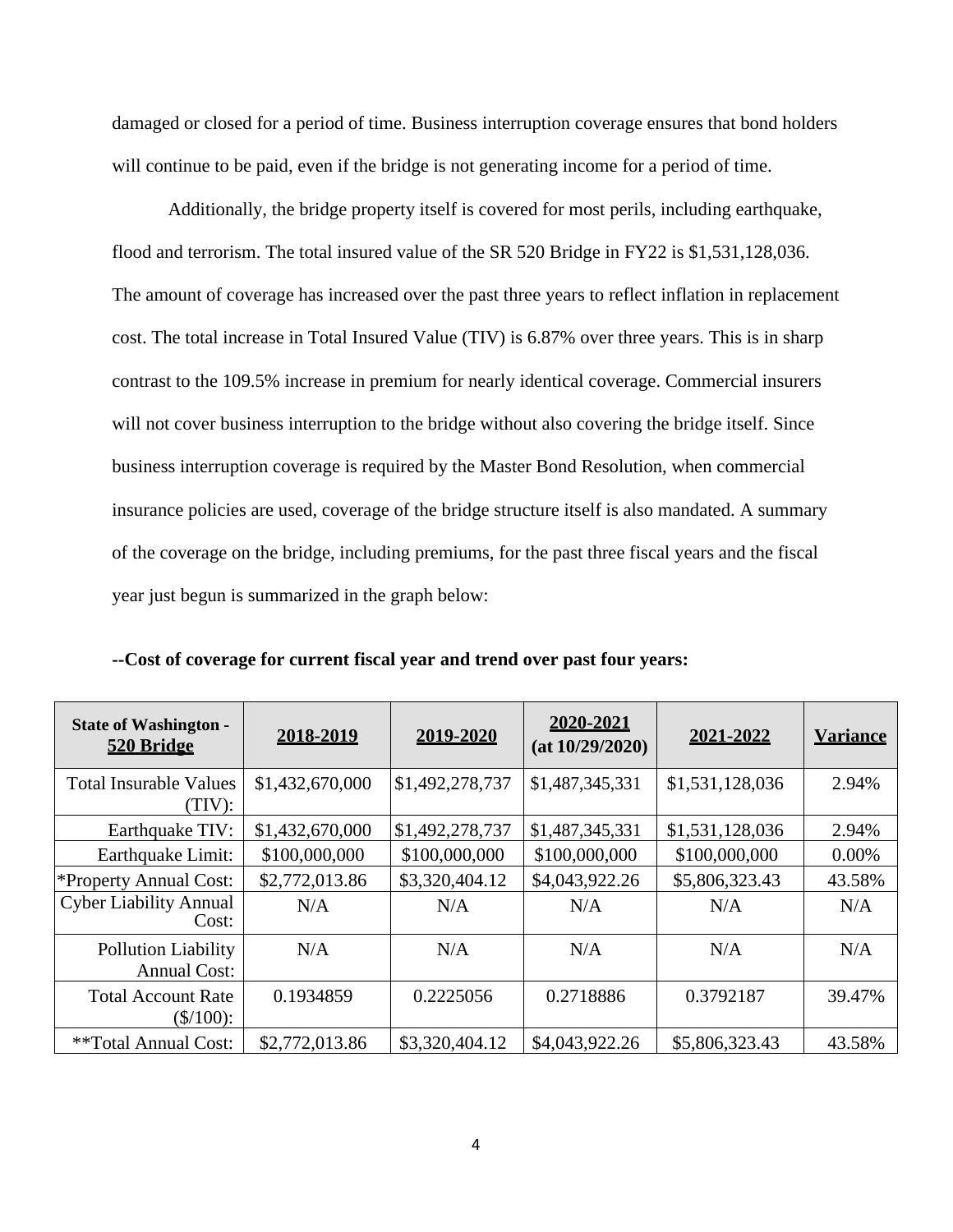damaged or closed for a period of time. Business interruption coverage ensures that bond holders will continue to be paid, even if the bridge is not generating income for a period of time.

Additionally, the bridge property itself is covered for most perils, including earthquake, flood and terrorism. The total insured value of the SR 520 Bridge in FY22 is $1,531,128,036. The amount of coverage has increased over the past three years to reflect inflation in replacement cost. The total increase in Total Insured Value (TIV) is 6.87% over three years. This is in sharp contrast to the 109.5% increase in premium for nearly identical coverage. Commercial insurers will not cover business interruption to the bridge without also covering the bridge itself. Since business interruption coverage is required by the Master Bond Resolution, when commercial insurance policies are used, coverage of the bridge structure itself is also mandated. A summary of the coverage on the bridge, including premiums, for the past three fiscal years and the fiscal year just begun is summarized in the graph below:

**--Cost of coverage for current fiscal year and trend over past four years:**

| **State of Washington - 520 Bridge** | **2018-2019** | **2019-2020** | **2020-2021 (at 10/29/2020)** | **2021-2022** | **Variance** |
|---|---|---|---|---|---|
| Total Insurable Values (TIV): | $1,432,670,000 | $1,492,278,737 | $1,487,345,331 | $1,531,128,036 | 2.94% |
| Earthquake TIV: | $1,432,670,000 | $1,492,278,737 | $1,487,345,331 | $1,531,128,036 | 2.94% |
| Earthquake Limit: | $100,000,000 | $100,000,000 | $100,000,000 | $100,000,000 | 0.00% |
| *Property Annual Cost: | $2,772,013.86 | $3,320,404.12 | $4,043,922.26 | $5,806,323.43 | 43.58% |
| Cyber Liability Annual Cost: | N/A | N/A | N/A | N/A | N/A |
| Pollution Liability Annual Cost: | N/A | N/A | N/A | N/A | N/A |
| Total Account Rate ($/100): | 0.1934859 | 0.2225056 | 0.2718886 | 0.3792187 | 39.47% |
| **Total Annual Cost: | $2,772,013.86 | $3,320,404.12 | $4,043,922.26 | $5,806,323.43 | 43.58% |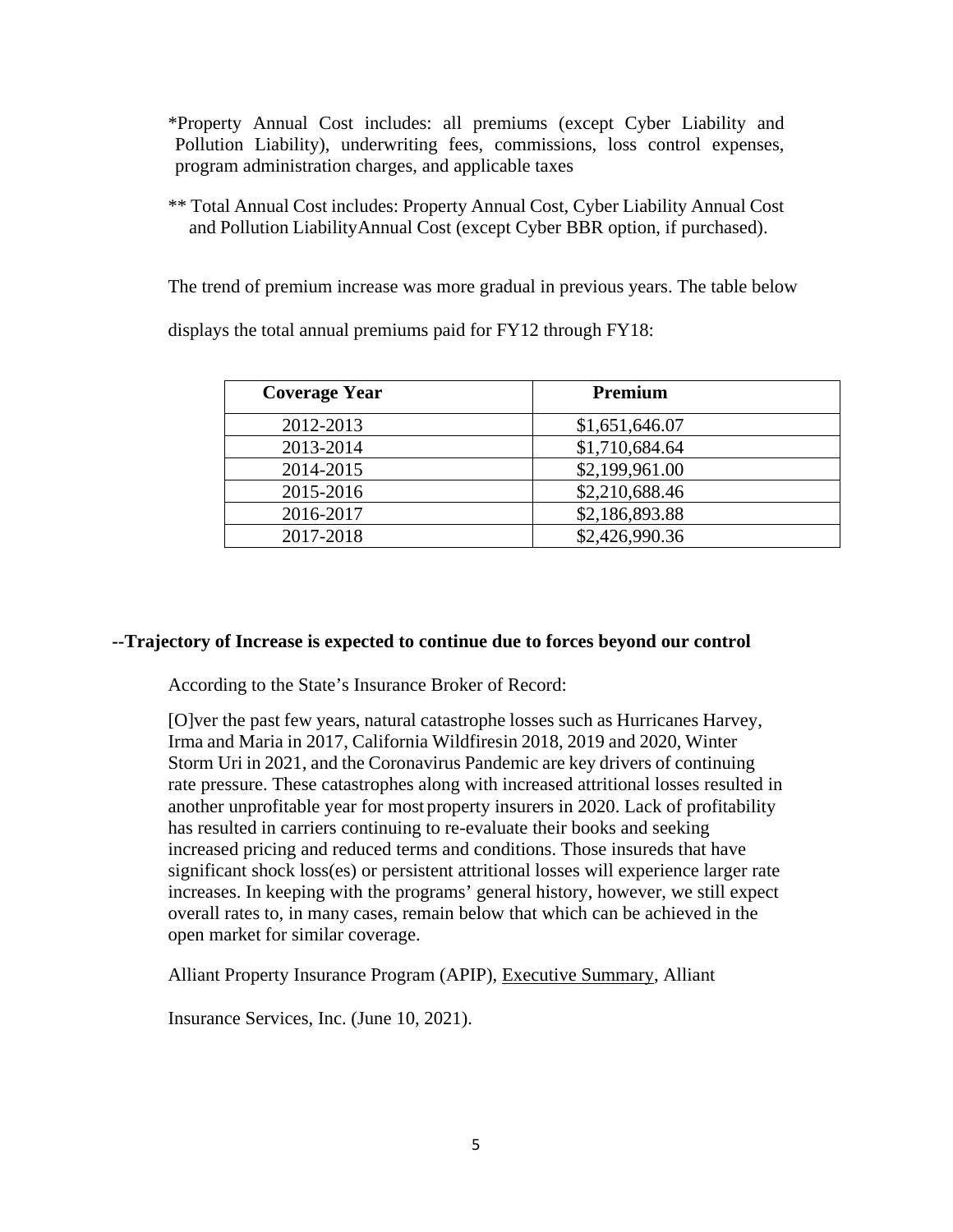*Property Annual Cost includes: all premiums (except Cyber Liability and Pollution Liability), underwriting fees, commissions, loss control expenses, program administration charges, and applicable taxes

** Total Annual Cost includes: Property Annual Cost, Cyber Liability Annual Cost and Pollution LiabilityAnnual Cost (except Cyber BBR option, if purchased).

The trend of premium increase was more gradual in previous years. The table below displays the total annual premiums paid for FY12 through FY18:

| Coverage Year | Premium |
|---|---|
| 2012-2013 | $1,651,646.07 |
| 2013-2014 | $1,710,684.64 |
| 2014-2015 | $2,199,961.00 |
| 2015-2016 | $2,210,688.46 |
| 2016-2017 | $2,186,893.88 |
| 2017-2018 | $2,426,990.36 |

**--Trajectory of Increase is expected to continue due to forces beyond our control**

According to the State's Insurance Broker of Record:

[O]ver the past few years, natural catastrophe losses such as Hurricanes Harvey, Irma and Maria in 2017, California Wildfiresin 2018, 2019 and 2020, Winter Storm Uri in 2021, and the Coronavirus Pandemic are key drivers of continuing rate pressure. These catastrophes along with increased attritional losses resulted in another unprofitable year for most property insurers in 2020. Lack of profitability has resulted in carriers continuing to re-evaluate their books and seeking increased pricing and reduced terms and conditions. Those insureds that have significant shock loss(es) or persistent attritional losses will experience larger rate increases. In keeping with the programs' general history, however, we still expect overall rates to, in many cases, remain below that which can be achieved in the open market for similar coverage.

Alliant Property Insurance Program (APIP), Executive Summary, Alliant Insurance Services, Inc. (June 10, 2021).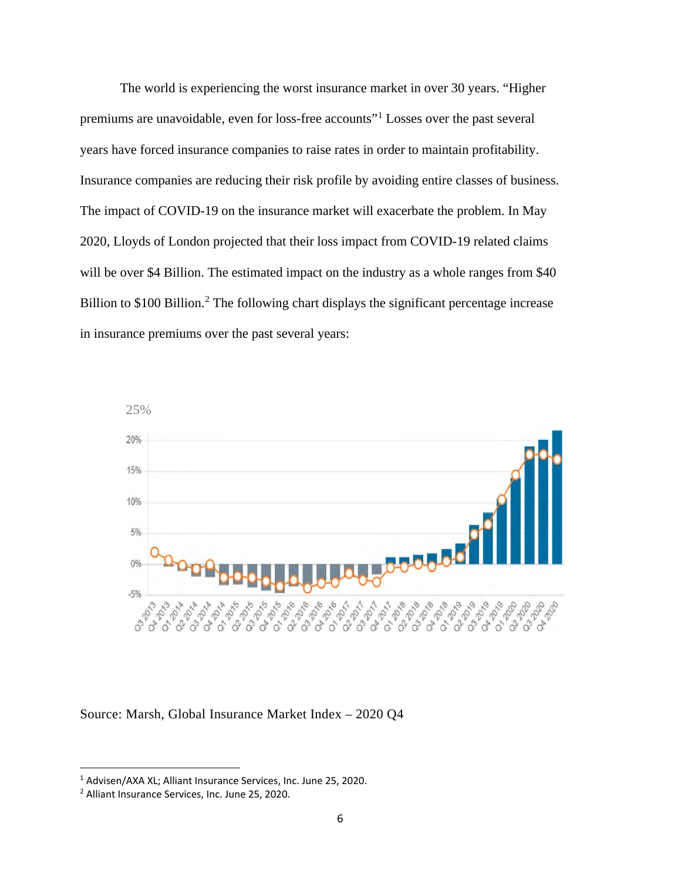The world is experiencing the worst insurance market in over 30 years. “Higher premiums are unavoidable, even for loss-free accounts”[1] Losses over the past several years have forced insurance companies to raise rates in order to maintain profitability. Insurance companies are reducing their risk profile by avoiding entire classes of business. The impact of COVID-19 on the insurance market will exacerbate the problem. In May 2020, Lloyds of London projected that their loss impact from COVID-19 related claims will be over $4 Billion. The estimated impact on the industry as a whole ranges from $40 Billion to $100 Billion.[2] The following chart displays the significant percentage increase in insurance premiums over the past several years:

Source: Marsh, Global Insurance Market Index – 2020 Q4

[1] Advisen/AXA XL; Alliant Insurance Services, Inc. June 25, 2020.

[2] Alliant Insurance Services, Inc. June 25, 2020.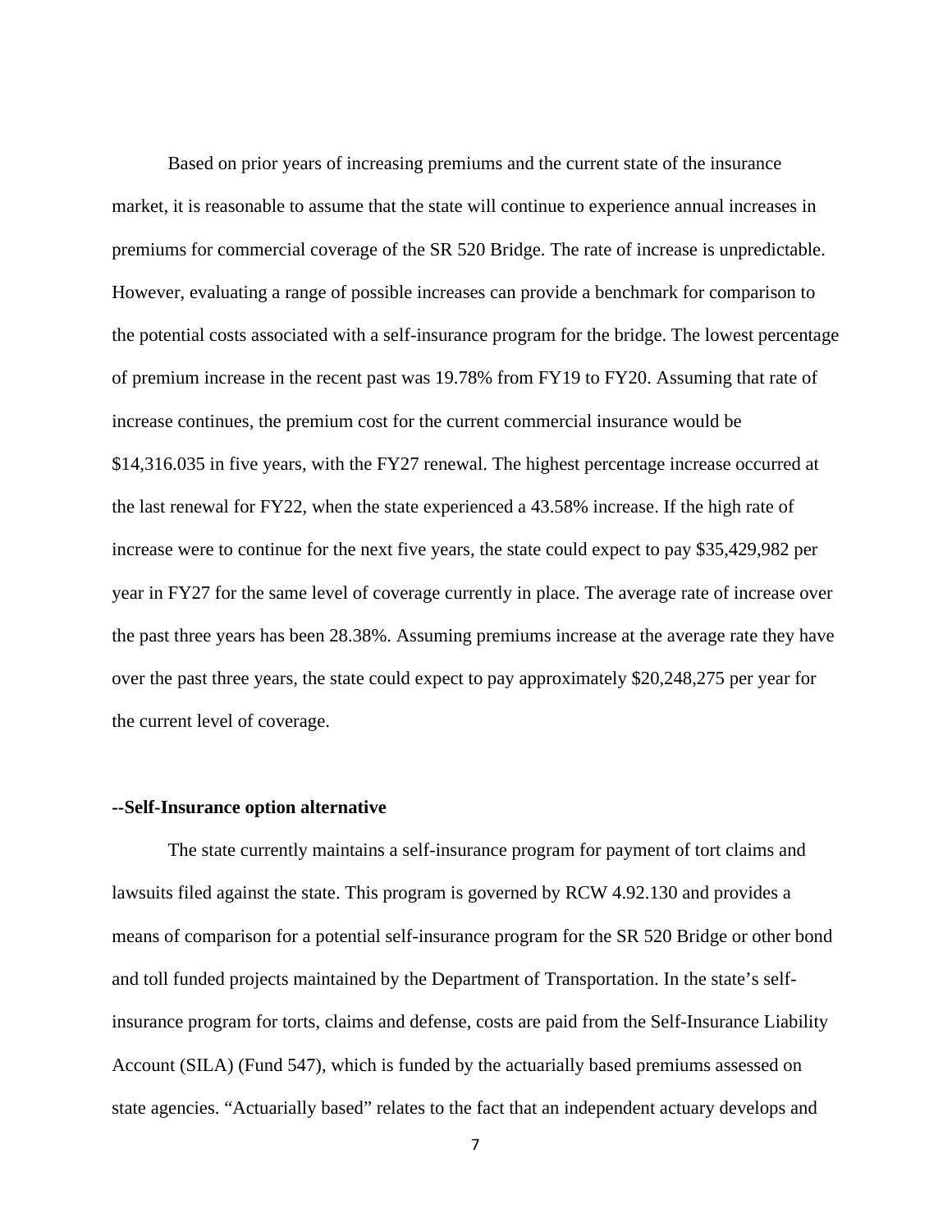Based on prior years of increasing premiums and the current state of the insurance market, it is reasonable to assume that the state will continue to experience annual increases in premiums for commercial coverage of the SR 520 Bridge. The rate of increase is unpredictable. However, evaluating a range of possible increases can provide a benchmark for comparison to the potential costs associated with a self-insurance program for the bridge. The lowest percentage of premium increase in the recent past was 19.78% from FY19 to FY20. Assuming that rate of increase continues, the premium cost for the current commercial insurance would be $14,316.035 in five years, with the FY27 renewal. The highest percentage increase occurred at the last renewal for FY22, when the state experienced a 43.58% increase. If the high rate of increase were to continue for the next five years, the state could expect to pay $35,429,982 per year in FY27 for the same level of coverage currently in place. The average rate of increase over the past three years has been 28.38%. Assuming premiums increase at the average rate they have over the past three years, the state could expect to pay approximately $20,248,275 per year for the current level of coverage.

**--Self-Insurance option alternative**

The state currently maintains a self-insurance program for payment of tort claims and lawsuits filed against the state. This program is governed by RCW 4.92.130 and provides a means of comparison for a potential self-insurance program for the SR 520 Bridge or other bond and toll funded projects maintained by the Department of Transportation. In the state's self-insurance program for torts, claims and defense, costs are paid from the Self-Insurance Liability Account (SILA) (Fund 547), which is funded by the actuarially based premiums assessed on state agencies. "Actuarially based" relates to the fact that an independent actuary develops and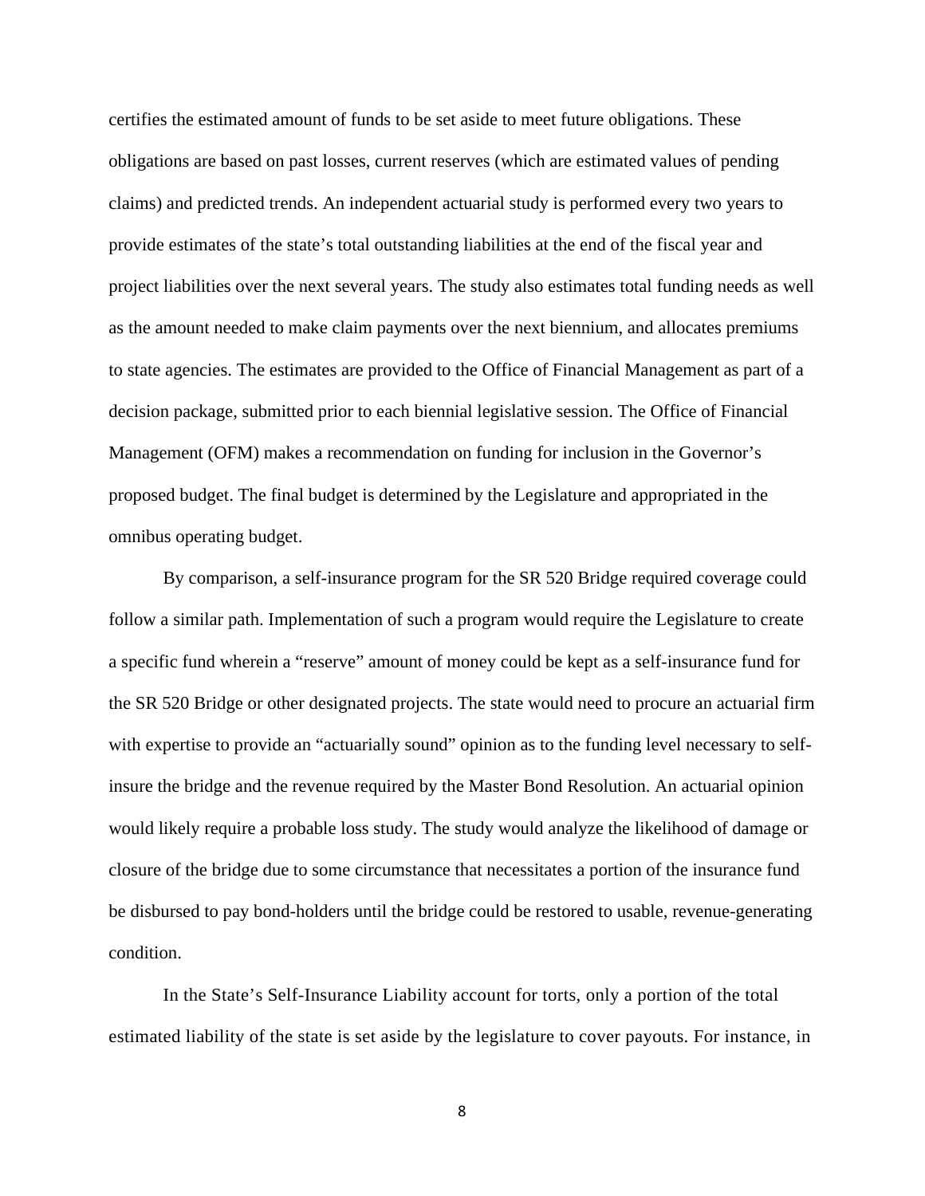certifies the estimated amount of funds to be set aside to meet future obligations. These obligations are based on past losses, current reserves (which are estimated values of pending claims) and predicted trends. An independent actuarial study is performed every two years to provide estimates of the state's total outstanding liabilities at the end of the fiscal year and project liabilities over the next several years. The study also estimates total funding needs as well as the amount needed to make claim payments over the next biennium, and allocates premiums to state agencies. The estimates are provided to the Office of Financial Management as part of a decision package, submitted prior to each biennial legislative session. The Office of Financial Management (OFM) makes a recommendation on funding for inclusion in the Governor's proposed budget. The final budget is determined by the Legislature and appropriated in the omnibus operating budget.

By comparison, a self-insurance program for the SR 520 Bridge required coverage could follow a similar path. Implementation of such a program would require the Legislature to create a specific fund wherein a "reserve" amount of money could be kept as a self-insurance fund for the SR 520 Bridge or other designated projects. The state would need to procure an actuarial firm with expertise to provide an "actuarially sound" opinion as to the funding level necessary to self-insure the bridge and the revenue required by the Master Bond Resolution. An actuarial opinion would likely require a probable loss study. The study would analyze the likelihood of damage or closure of the bridge due to some circumstance that necessitates a portion of the insurance fund be disbursed to pay bond-holders until the bridge could be restored to usable, revenue-generating condition.

In the State's Self-Insurance Liability account for torts, only a portion of the total estimated liability of the state is set aside by the legislature to cover payouts. For instance, in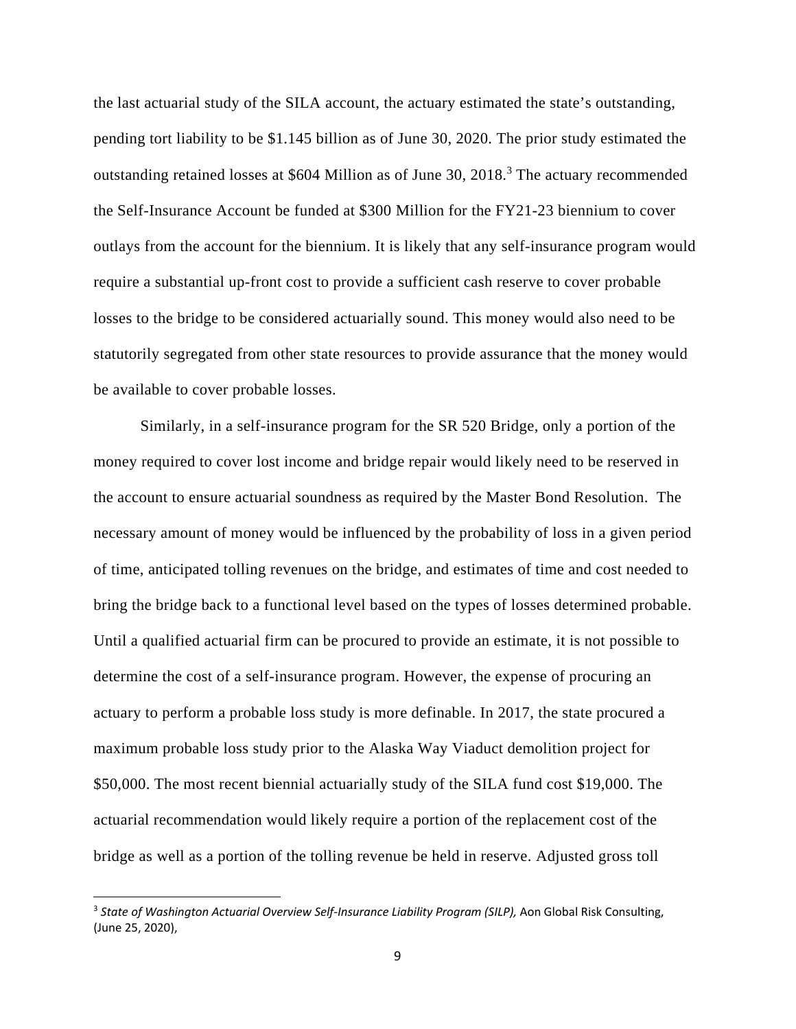the last actuarial study of the SILA account, the actuary estimated the state's outstanding, pending tort liability to be $1.145 billion as of June 30, 2020. The prior study estimated the outstanding retained losses at $604 Million as of June 30, 2018.[3] The actuary recommended the Self-Insurance Account be funded at $300 Million for the FY21-23 biennium to cover outlays from the account for the biennium. It is likely that any self-insurance program would require a substantial up-front cost to provide a sufficient cash reserve to cover probable losses to the bridge to be considered actuarially sound. This money would also need to be statutorily segregated from other state resources to provide assurance that the money would be available to cover probable losses.

Similarly, in a self-insurance program for the SR 520 Bridge, only a portion of the money required to cover lost income and bridge repair would likely need to be reserved in the account to ensure actuarial soundness as required by the Master Bond Resolution. The necessary amount of money would be influenced by the probability of loss in a given period of time, anticipated tolling revenues on the bridge, and estimates of time and cost needed to bring the bridge back to a functional level based on the types of losses determined probable. Until a qualified actuarial firm can be procured to provide an estimate, it is not possible to determine the cost of a self-insurance program. However, the expense of procuring an actuary to perform a probable loss study is more definable. In 2017, the state procured a maximum probable loss study prior to the Alaska Way Viaduct demolition project for $50,000. The most recent biennial actuarially study of the SILA fund cost $19,000. The actuarial recommendation would likely require a portion of the replacement cost of the bridge as well as a portion of the tolling revenue be held in reserve. Adjusted gross toll

---

[3] *State of Washington Actuarial Overview Self-Insurance Liability Program (SILP),* Aon Global Risk Consulting, (June 25, 2020),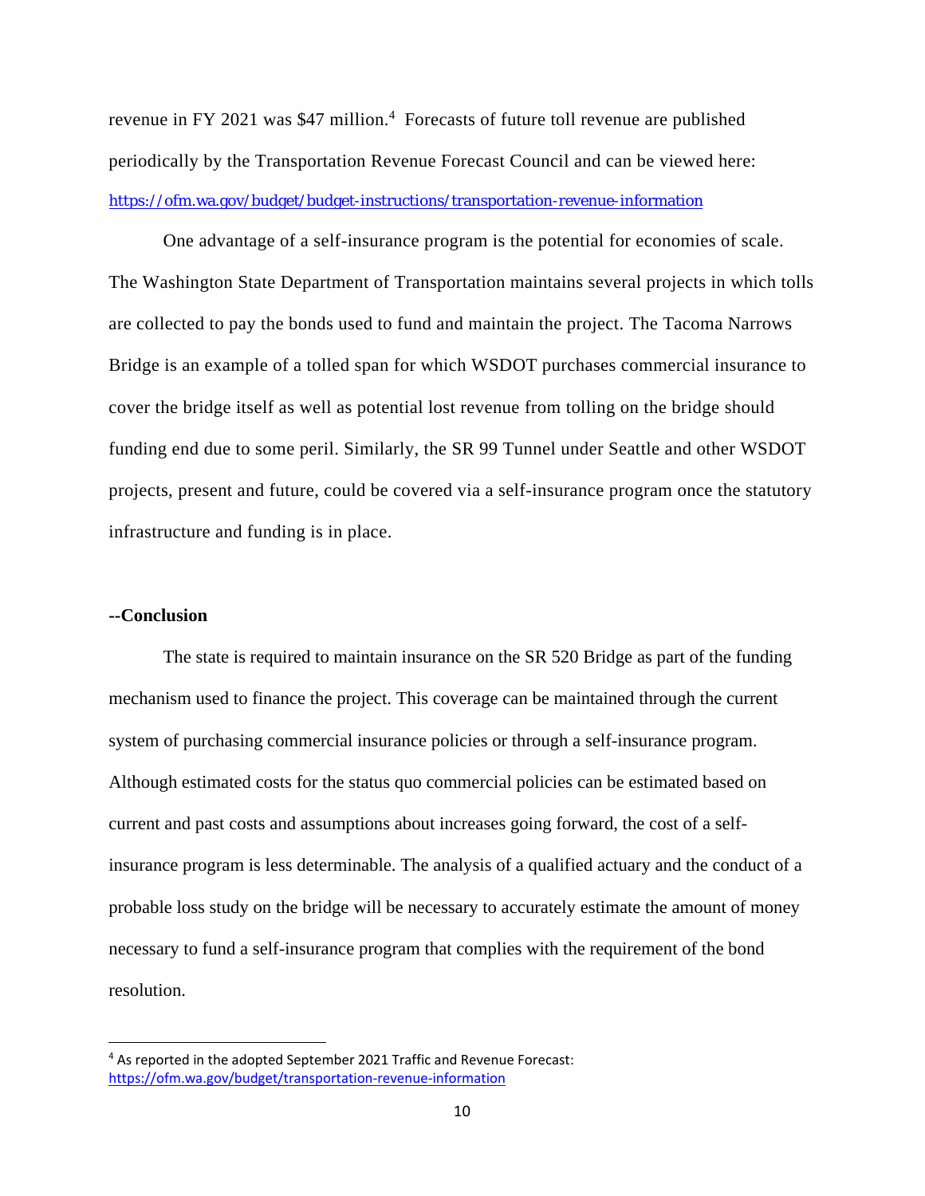revenue in FY 2021 was $47 million.[4] Forecasts of future toll revenue are published periodically by the Transportation Revenue Forecast Council and can be viewed here: https://ofm.wa.gov/budget/budget-instructions/transportation-revenue-information

One advantage of a self-insurance program is the potential for economies of scale. The Washington State Department of Transportation maintains several projects in which tolls are collected to pay the bonds used to fund and maintain the project. The Tacoma Narrows Bridge is an example of a tolled span for which WSDOT purchases commercial insurance to cover the bridge itself as well as potential lost revenue from tolling on the bridge should funding end due to some peril. Similarly, the SR 99 Tunnel under Seattle and other WSDOT projects, present and future, could be covered via a self-insurance program once the statutory infrastructure and funding is in place.

**--Conclusion**

The state is required to maintain insurance on the SR 520 Bridge as part of the funding mechanism used to finance the project. This coverage can be maintained through the current system of purchasing commercial insurance policies or through a self-insurance program. Although estimated costs for the status quo commercial policies can be estimated based on current and past costs and assumptions about increases going forward, the cost of a self-insurance program is less determinable. The analysis of a qualified actuary and the conduct of a probable loss study on the bridge will be necessary to accurately estimate the amount of money necessary to fund a self-insurance program that complies with the requirement of the bond resolution.

[4] As reported in the adopted September 2021 Traffic and Revenue Forecast: https://ofm.wa.gov/budget/transportation-revenue-information